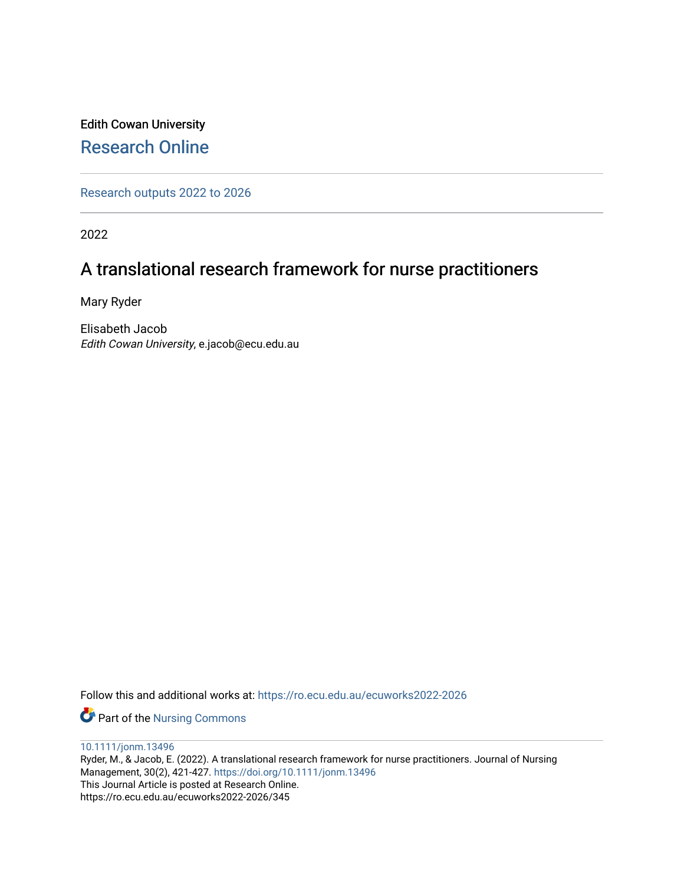Edith Cowan University

Research Online

Research outputs 2022 to 2026

2022

# A translational research framework for nurse practitioners

Mary Ryder

Elisabeth Jacob
*Edith Cowan University*, e.jacob@ecu.edu.au

Follow this and additional works at: https://ro.ecu.edu.au/ecuworks2022-2026

Part of the Nursing Commons

10.1111/jonm.13496
Ryder, M., & Jacob, E. (2022). A translational research framework for nurse practitioners. Journal of Nursing Management, 30(2), 421-427. https://doi.org/10.1111/jonm.13496
This Journal Article is posted at Research Online.
https://ro.ecu.edu.au/ecuworks2022-2026/345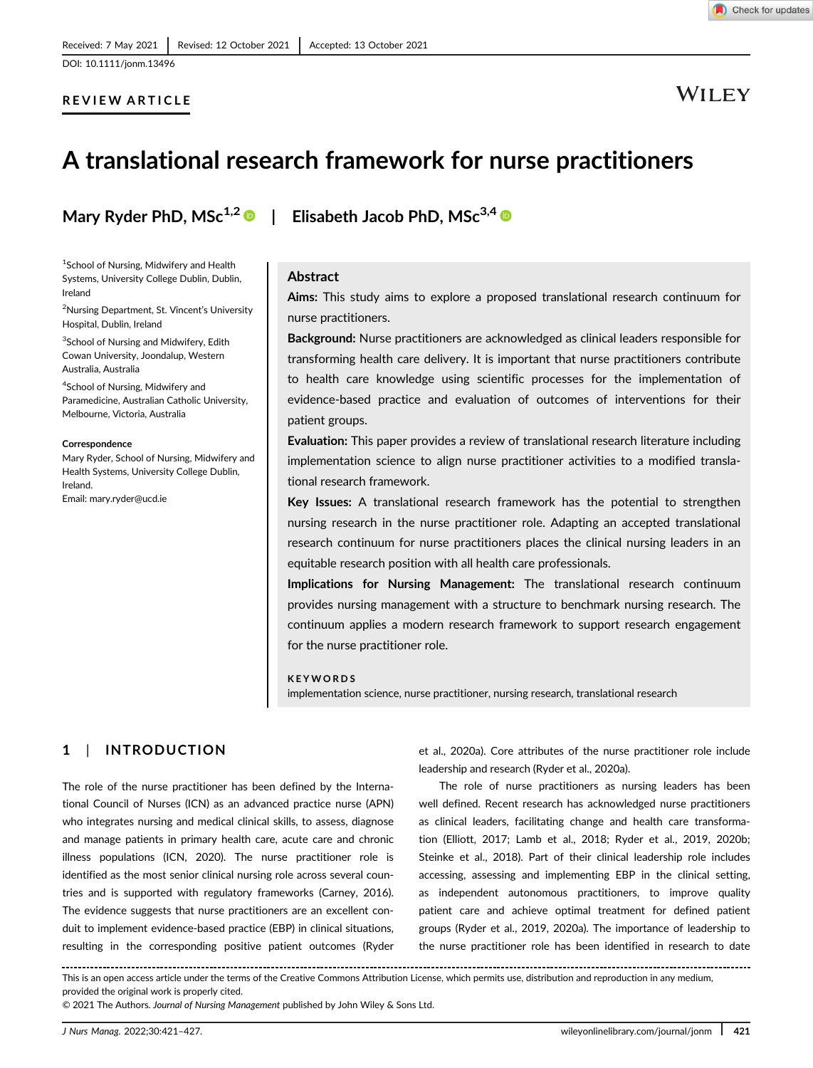Received: 7 May 2021 | Revised: 12 October 2021 | Accepted: 13 October 2021

DOI: 10.1111/jonm.13496

**REVIEW ARTICLE**

# A translational research framework for nurse practitioners

**Mary Ryder PhD, MSc**[1,2] | **Elisabeth Jacob PhD, MSc**[3,4]

[1]School of Nursing, Midwifery and Health Systems, University College Dublin, Dublin, Ireland

[2]Nursing Department, St. Vincent's University Hospital, Dublin, Ireland

[3]School of Nursing and Midwifery, Edith Cowan University, Joondalup, Western Australia, Australia

[4]School of Nursing, Midwifery and Paramedicine, Australian Catholic University, Melbourne, Victoria, Australia

**Correspondence**
Mary Ryder, School of Nursing, Midwifery and Health Systems, University College Dublin, Ireland.
Email: mary.ryder@ucd.ie

## Abstract

**Aims:** This study aims to explore a proposed translational research continuum for nurse practitioners.

**Background:** Nurse practitioners are acknowledged as clinical leaders responsible for transforming health care delivery. It is important that nurse practitioners contribute to health care knowledge using scientific processes for the implementation of evidence-based practice and evaluation of outcomes of interventions for their patient groups.

**Evaluation:** This paper provides a review of translational research literature including implementation science to align nurse practitioner activities to a modified translational research framework.

**Key Issues:** A translational research framework has the potential to strengthen nursing research in the nurse practitioner role. Adapting an accepted translational research continuum for nurse practitioners places the clinical nursing leaders in an equitable research position with all health care professionals.

**Implications for Nursing Management:** The translational research continuum provides nursing management with a structure to benchmark nursing research. The continuum applies a modern research framework to support research engagement for the nurse practitioner role.

**KEYWORDS**

implementation science, nurse practitioner, nursing research, translational research

## 1 | INTRODUCTION

The role of the nurse practitioner has been defined by the International Council of Nurses (ICN) as an advanced practice nurse (APN) who integrates nursing and medical clinical skills, to assess, diagnose and manage patients in primary health care, acute care and chronic illness populations (ICN, 2020). The nurse practitioner role is identified as the most senior clinical nursing role across several countries and is supported with regulatory frameworks (Carney, 2016). The evidence suggests that nurse practitioners are an excellent conduit to implement evidence-based practice (EBP) in clinical situations, resulting in the corresponding positive patient outcomes (Ryder et al., 2020a). Core attributes of the nurse practitioner role include leadership and research (Ryder et al., 2020a).

The role of nurse practitioners as nursing leaders has been well defined. Recent research has acknowledged nurse practitioners as clinical leaders, facilitating change and health care transformation (Elliott, 2017; Lamb et al., 2018; Ryder et al., 2019, 2020b; Steinke et al., 2018). Part of their clinical leadership role includes accessing, assessing and implementing EBP in the clinical setting, as independent autonomous practitioners, to improve quality patient care and achieve optimal treatment for defined patient groups (Ryder et al., 2019, 2020a). The importance of leadership to the nurse practitioner role has been identified in research to date

This is an open access article under the terms of the Creative Commons Attribution License, which permits use, distribution and reproduction in any medium, provided the original work is properly cited.
© 2021 The Authors. *Journal of Nursing Management* published by John Wiley & Sons Ltd.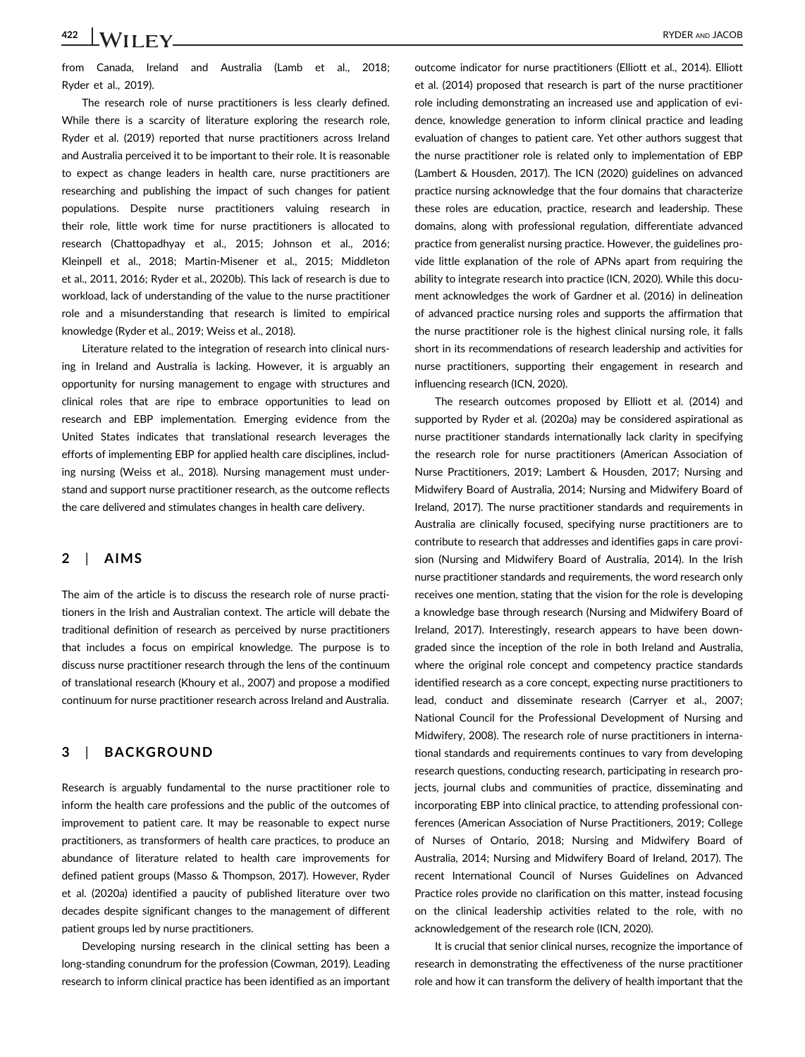from Canada, Ireland and Australia (Lamb et al., 2018; Ryder et al., 2019).

The research role of nurse practitioners is less clearly defined. While there is a scarcity of literature exploring the research role, Ryder et al. (2019) reported that nurse practitioners across Ireland and Australia perceived it to be important to their role. It is reasonable to expect as change leaders in health care, nurse practitioners are researching and publishing the impact of such changes for patient populations. Despite nurse practitioners valuing research in their role, little work time for nurse practitioners is allocated to research (Chattopadhyay et al., 2015; Johnson et al., 2016; Kleinpell et al., 2018; Martin-Misener et al., 2015; Middleton et al., 2011, 2016; Ryder et al., 2020b). This lack of research is due to workload, lack of understanding of the value to the nurse practitioner role and a misunderstanding that research is limited to empirical knowledge (Ryder et al., 2019; Weiss et al., 2018).

Literature related to the integration of research into clinical nursing in Ireland and Australia is lacking. However, it is arguably an opportunity for nursing management to engage with structures and clinical roles that are ripe to embrace opportunities to lead on research and EBP implementation. Emerging evidence from the United States indicates that translational research leverages the efforts of implementing EBP for applied health care disciplines, including nursing (Weiss et al., 2018). Nursing management must understand and support nurse practitioner research, as the outcome reflects the care delivered and stimulates changes in health care delivery.

## 2 | AIMS

The aim of the article is to discuss the research role of nurse practitioners in the Irish and Australian context. The article will debate the traditional definition of research as perceived by nurse practitioners that includes a focus on empirical knowledge. The purpose is to discuss nurse practitioner research through the lens of the continuum of translational research (Khoury et al., 2007) and propose a modified continuum for nurse practitioner research across Ireland and Australia.

## 3 | BACKGROUND

Research is arguably fundamental to the nurse practitioner role to inform the health care professions and the public of the outcomes of improvement to patient care. It may be reasonable to expect nurse practitioners, as transformers of health care practices, to produce an abundance of literature related to health care improvements for defined patient groups (Masso & Thompson, 2017). However, Ryder et al. (2020a) identified a paucity of published literature over two decades despite significant changes to the management of different patient groups led by nurse practitioners.

Developing nursing research in the clinical setting has been a long-standing conundrum for the profession (Cowman, 2019). Leading research to inform clinical practice has been identified as an important outcome indicator for nurse practitioners (Elliott et al., 2014). Elliott et al. (2014) proposed that research is part of the nurse practitioner role including demonstrating an increased use and application of evidence, knowledge generation to inform clinical practice and leading evaluation of changes to patient care. Yet other authors suggest that the nurse practitioner role is related only to implementation of EBP (Lambert & Housden, 2017). The ICN (2020) guidelines on advanced practice nursing acknowledge that the four domains that characterize these roles are education, practice, research and leadership. These domains, along with professional regulation, differentiate advanced practice from generalist nursing practice. However, the guidelines provide little explanation of the role of APNs apart from requiring the ability to integrate research into practice (ICN, 2020). While this document acknowledges the work of Gardner et al. (2016) in delineation of advanced practice nursing roles and supports the affirmation that the nurse practitioner role is the highest clinical nursing role, it falls short in its recommendations of research leadership and activities for nurse practitioners, supporting their engagement in research and influencing research (ICN, 2020).

The research outcomes proposed by Elliott et al. (2014) and supported by Ryder et al. (2020a) may be considered aspirational as nurse practitioner standards internationally lack clarity in specifying the research role for nurse practitioners (American Association of Nurse Practitioners, 2019; Lambert & Housden, 2017; Nursing and Midwifery Board of Australia, 2014; Nursing and Midwifery Board of Ireland, 2017). The nurse practitioner standards and requirements in Australia are clinically focused, specifying nurse practitioners are to contribute to research that addresses and identifies gaps in care provision (Nursing and Midwifery Board of Australia, 2014). In the Irish nurse practitioner standards and requirements, the word research only receives one mention, stating that the vision for the role is developing a knowledge base through research (Nursing and Midwifery Board of Ireland, 2017). Interestingly, research appears to have been downgraded since the inception of the role in both Ireland and Australia, where the original role concept and competency practice standards identified research as a core concept, expecting nurse practitioners to lead, conduct and disseminate research (Carryer et al., 2007; National Council for the Professional Development of Nursing and Midwifery, 2008). The research role of nurse practitioners in international standards and requirements continues to vary from developing research questions, conducting research, participating in research projects, journal clubs and communities of practice, disseminating and incorporating EBP into clinical practice, to attending professional conferences (American Association of Nurse Practitioners, 2019; College of Nurses of Ontario, 2018; Nursing and Midwifery Board of Australia, 2014; Nursing and Midwifery Board of Ireland, 2017). The recent International Council of Nurses Guidelines on Advanced Practice roles provide no clarification on this matter, instead focusing on the clinical leadership activities related to the role, with no acknowledgement of the research role (ICN, 2020).

It is crucial that senior clinical nurses, recognize the importance of research in demonstrating the effectiveness of the nurse practitioner role and how it can transform the delivery of health important that the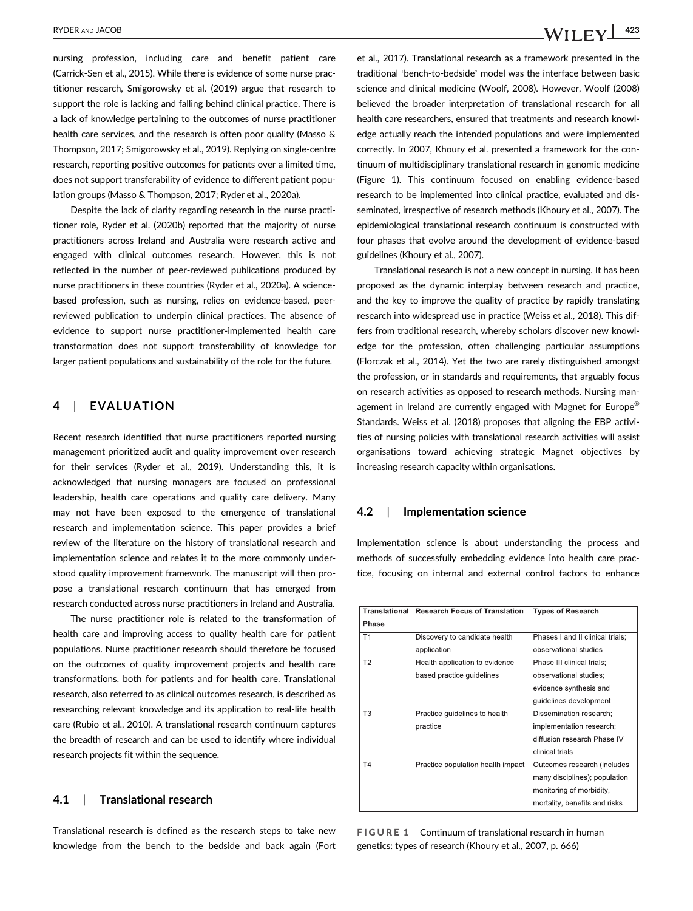nursing profession, including care and benefit patient care (Carrick-Sen et al., 2015). While there is evidence of some nurse practitioner research, Smigorowsky et al. (2019) argue that research to support the role is lacking and falling behind clinical practice. There is a lack of knowledge pertaining to the outcomes of nurse practitioner health care services, and the research is often poor quality (Masso & Thompson, 2017; Smigorowsky et al., 2019). Replying on single-centre research, reporting positive outcomes for patients over a limited time, does not support transferability of evidence to different patient population groups (Masso & Thompson, 2017; Ryder et al., 2020a).

Despite the lack of clarity regarding research in the nurse practitioner role, Ryder et al. (2020b) reported that the majority of nurse practitioners across Ireland and Australia were research active and engaged with clinical outcomes research. However, this is not reflected in the number of peer-reviewed publications produced by nurse practitioners in these countries (Ryder et al., 2020a). A science-based profession, such as nursing, relies on evidence-based, peer-reviewed publication to underpin clinical practices. The absence of evidence to support nurse practitioner-implemented health care transformation does not support transferability of knowledge for larger patient populations and sustainability of the role for the future.

## 4 | EVALUATION

Recent research identified that nurse practitioners reported nursing management prioritized audit and quality improvement over research for their services (Ryder et al., 2019). Understanding this, it is acknowledged that nursing managers are focused on professional leadership, health care operations and quality care delivery. Many may not have been exposed to the emergence of translational research and implementation science. This paper provides a brief review of the literature on the history of translational research and implementation science and relates it to the more commonly understood quality improvement framework. The manuscript will then propose a translational research continuum that has emerged from research conducted across nurse practitioners in Ireland and Australia.

The nurse practitioner role is related to the transformation of health care and improving access to quality health care for patient populations. Nurse practitioner research should therefore be focused on the outcomes of quality improvement projects and health care transformations, both for patients and for health care. Translational research, also referred to as clinical outcomes research, is described as researching relevant knowledge and its application to real-life health care (Rubio et al., 2010). A translational research continuum captures the breadth of research and can be used to identify where individual research projects fit within the sequence.

### 4.1 | Translational research

Translational research is defined as the research steps to take new knowledge from the bench to the bedside and back again (Fort et al., 2017). Translational research as a framework presented in the traditional 'bench-to-bedside' model was the interface between basic science and clinical medicine (Woolf, 2008). However, Woolf (2008) believed the broader interpretation of translational research for all health care researchers, ensured that treatments and research knowledge actually reach the intended populations and were implemented correctly. In 2007, Khoury et al. presented a framework for the continuum of multidisciplinary translational research in genomic medicine (Figure 1). This continuum focused on enabling evidence-based research to be implemented into clinical practice, evaluated and disseminated, irrespective of research methods (Khoury et al., 2007). The epidemiological translational research continuum is constructed with four phases that evolve around the development of evidence-based guidelines (Khoury et al., 2007).

Translational research is not a new concept in nursing. It has been proposed as the dynamic interplay between research and practice, and the key to improve the quality of practice by rapidly translating research into widespread use in practice (Weiss et al., 2018). This differs from traditional research, whereby scholars discover new knowledge for the profession, often challenging particular assumptions (Florczak et al., 2014). Yet the two are rarely distinguished amongst the profession, or in standards and requirements, that arguably focus on research activities as opposed to research methods. Nursing management in Ireland are currently engaged with Magnet for Europe® Standards. Weiss et al. (2018) proposes that aligning the EBP activities of nursing policies with translational research activities will assist organisations toward achieving strategic Magnet objectives by increasing research capacity within organisations.

### 4.2 | Implementation science

Implementation science is about understanding the process and methods of successfully embedding evidence into health care practice, focusing on internal and external control factors to enhance

| Translational Phase | Research Focus of Translation | Types of Research |
|---|---|---|
| T1 | Discovery to candidate health application | Phases I and II clinical trials; observational studies |
| T2 | Health application to evidence-based practice guidelines | Phase III clinical trials; observational studies; evidence synthesis and guidelines development |
| T3 | Practice guidelines to health practice | Dissemination research; implementation research; diffusion research Phase IV clinical trials |
| T4 | Practice population health impact | Outcomes research (includes many disciplines); population monitoring of morbidity, mortality, benefits and risks |

**FIGURE 1** Continuum of translational research in human genetics: types of research (Khoury et al., 2007, p. 666)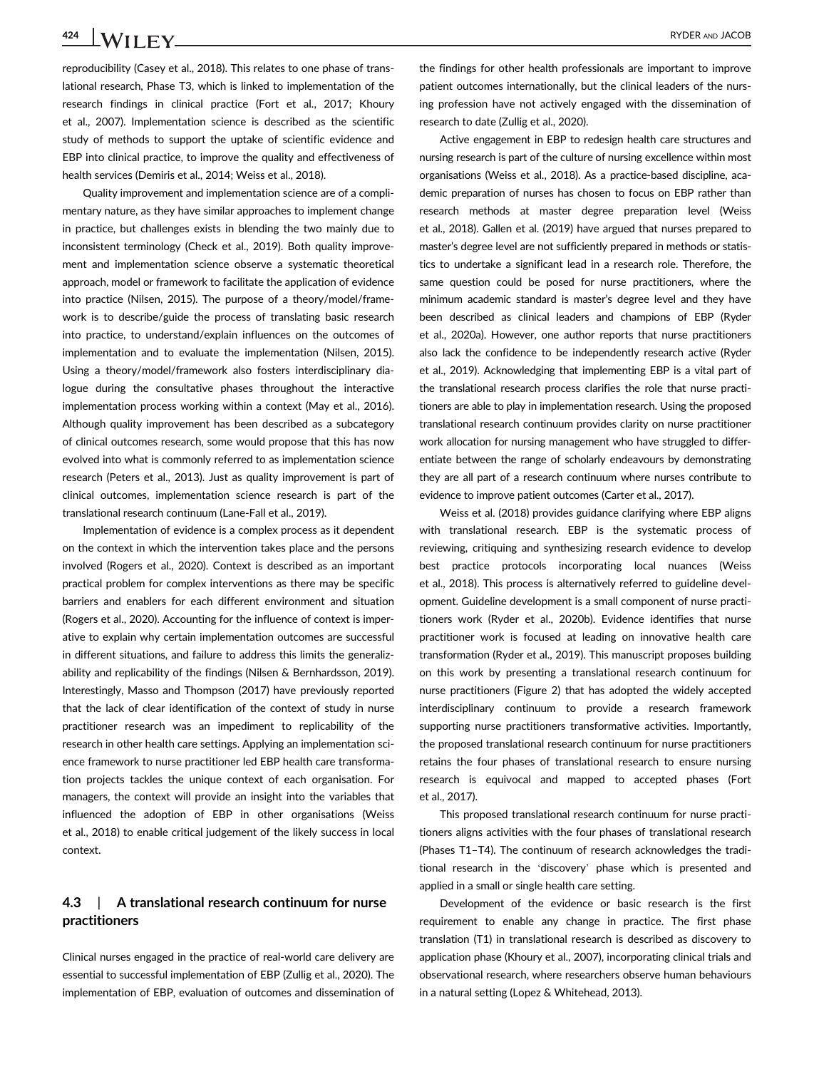reproducibility (Casey et al., 2018). This relates to one phase of translational research, Phase T3, which is linked to implementation of the research findings in clinical practice (Fort et al., 2017; Khoury et al., 2007). Implementation science is described as the scientific study of methods to support the uptake of scientific evidence and EBP into clinical practice, to improve the quality and effectiveness of health services (Demiris et al., 2014; Weiss et al., 2018).

Quality improvement and implementation science are of a complimentary nature, as they have similar approaches to implement change in practice, but challenges exists in blending the two mainly due to inconsistent terminology (Check et al., 2019). Both quality improvement and implementation science observe a systematic theoretical approach, model or framework to facilitate the application of evidence into practice (Nilsen, 2015). The purpose of a theory/model/framework is to describe/guide the process of translating basic research into practice, to understand/explain influences on the outcomes of implementation and to evaluate the implementation (Nilsen, 2015). Using a theory/model/framework also fosters interdisciplinary dialogue during the consultative phases throughout the interactive implementation process working within a context (May et al., 2016). Although quality improvement has been described as a subcategory of clinical outcomes research, some would propose that this has now evolved into what is commonly referred to as implementation science research (Peters et al., 2013). Just as quality improvement is part of clinical outcomes, implementation science research is part of the translational research continuum (Lane-Fall et al., 2019).

Implementation of evidence is a complex process as it dependent on the context in which the intervention takes place and the persons involved (Rogers et al., 2020). Context is described as an important practical problem for complex interventions as there may be specific barriers and enablers for each different environment and situation (Rogers et al., 2020). Accounting for the influence of context is imperative to explain why certain implementation outcomes are successful in different situations, and failure to address this limits the generalizability and replicability of the findings (Nilsen & Bernhardsson, 2019). Interestingly, Masso and Thompson (2017) have previously reported that the lack of clear identification of the context of study in nurse practitioner research was an impediment to replicability of the research in other health care settings. Applying an implementation science framework to nurse practitioner led EBP health care transformation projects tackles the unique context of each organisation. For managers, the context will provide an insight into the variables that influenced the adoption of EBP in other organisations (Weiss et al., 2018) to enable critical judgement of the likely success in local context.

### 4.3 | A translational research continuum for nurse practitioners

Clinical nurses engaged in the practice of real-world care delivery are essential to successful implementation of EBP (Zullig et al., 2020). The implementation of EBP, evaluation of outcomes and dissemination of the findings for other health professionals are important to improve patient outcomes internationally, but the clinical leaders of the nursing profession have not actively engaged with the dissemination of research to date (Zullig et al., 2020).

Active engagement in EBP to redesign health care structures and nursing research is part of the culture of nursing excellence within most organisations (Weiss et al., 2018). As a practice-based discipline, academic preparation of nurses has chosen to focus on EBP rather than research methods at master degree preparation level (Weiss et al., 2018). Gallen et al. (2019) have argued that nurses prepared to master's degree level are not sufficiently prepared in methods or statistics to undertake a significant lead in a research role. Therefore, the same question could be posed for nurse practitioners, where the minimum academic standard is master's degree level and they have been described as clinical leaders and champions of EBP (Ryder et al., 2020a). However, one author reports that nurse practitioners also lack the confidence to be independently research active (Ryder et al., 2019). Acknowledging that implementing EBP is a vital part of the translational research process clarifies the role that nurse practitioners are able to play in implementation research. Using the proposed translational research continuum provides clarity on nurse practitioner work allocation for nursing management who have struggled to differentiate between the range of scholarly endeavours by demonstrating they are all part of a research continuum where nurses contribute to evidence to improve patient outcomes (Carter et al., 2017).

Weiss et al. (2018) provides guidance clarifying where EBP aligns with translational research. EBP is the systematic process of reviewing, critiquing and synthesizing research evidence to develop best practice protocols incorporating local nuances (Weiss et al., 2018). This process is alternatively referred to guideline development. Guideline development is a small component of nurse practitioners work (Ryder et al., 2020b). Evidence identifies that nurse practitioner work is focused at leading on innovative health care transformation (Ryder et al., 2019). This manuscript proposes building on this work by presenting a translational research continuum for nurse practitioners (Figure 2) that has adopted the widely accepted interdisciplinary continuum to provide a research framework supporting nurse practitioners transformative activities. Importantly, the proposed translational research continuum for nurse practitioners retains the four phases of translational research to ensure nursing research is equivocal and mapped to accepted phases (Fort et al., 2017).

This proposed translational research continuum for nurse practitioners aligns activities with the four phases of translational research (Phases T1–T4). The continuum of research acknowledges the traditional research in the 'discovery' phase which is presented and applied in a small or single health care setting.

Development of the evidence or basic research is the first requirement to enable any change in practice. The first phase translation (T1) in translational research is described as discovery to application phase (Khoury et al., 2007), incorporating clinical trials and observational research, where researchers observe human behaviours in a natural setting (Lopez & Whitehead, 2013).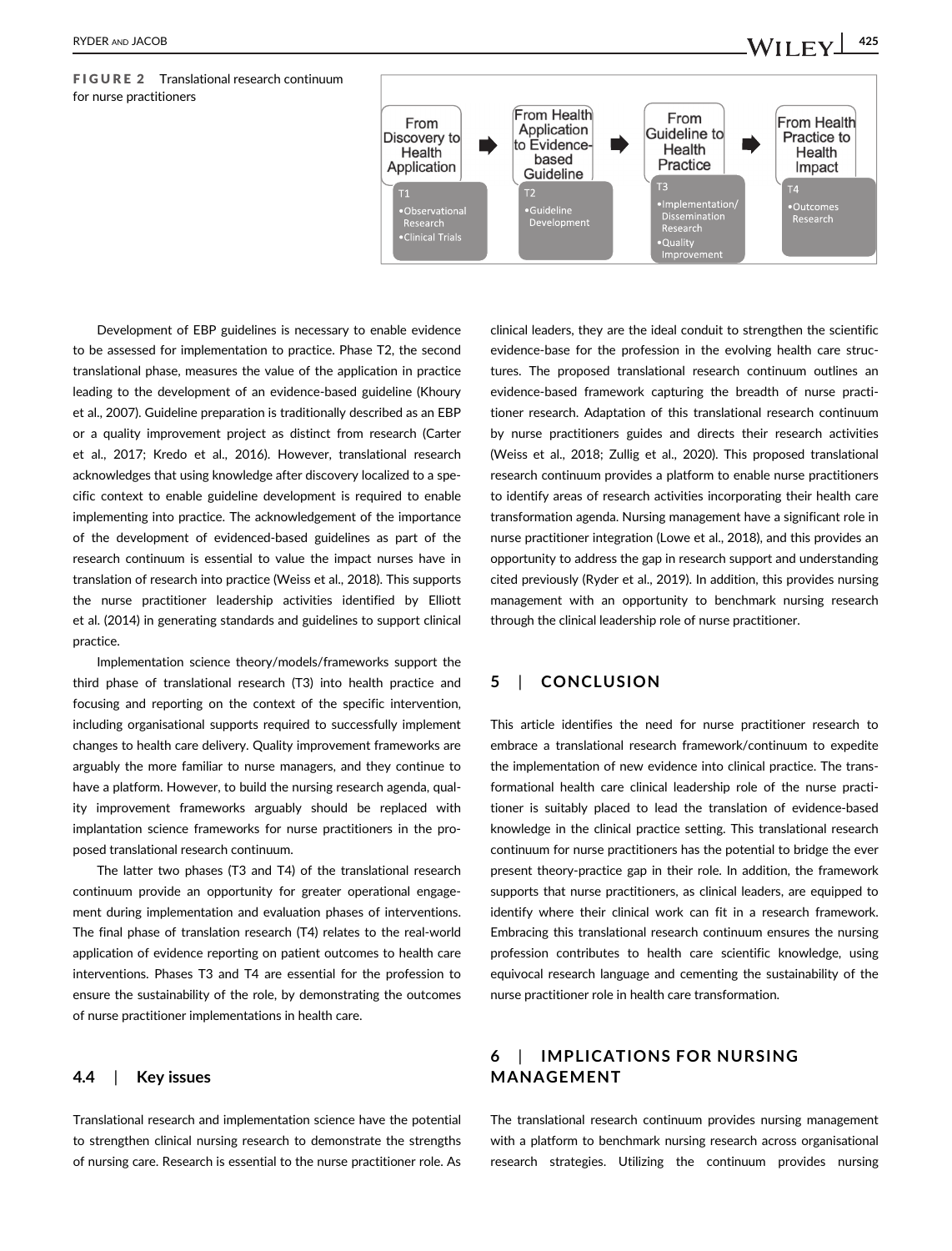**FIGURE 2** Translational research continuum for nurse practitioners

| From Discovery to Health Application | From Health Application to Evidence-based Guideline | From Guideline to Health Practice | From Health Practice to Health Impact |
|---|---|---|---|
| T1 • Observational Research • Clinical Trials | T2 • Guideline Development | T3 • Implementation/ Dissemination Research • Quality Improvement | T4 • Outcomes Research |

Development of EBP guidelines is necessary to enable evidence to be assessed for implementation to practice. Phase T2, the second translational phase, measures the value of the application in practice leading to the development of an evidence-based guideline (Khoury et al., 2007). Guideline preparation is traditionally described as an EBP or a quality improvement project as distinct from research (Carter et al., 2017; Kredo et al., 2016). However, translational research acknowledges that using knowledge after discovery localized to a specific context to enable guideline development is required to enable implementing into practice. The acknowledgement of the importance of the development of evidenced-based guidelines as part of the research continuum is essential to value the impact nurses have in translation of research into practice (Weiss et al., 2018). This supports the nurse practitioner leadership activities identified by Elliott et al. (2014) in generating standards and guidelines to support clinical practice.

Implementation science theory/models/frameworks support the third phase of translational research (T3) into health practice and focusing and reporting on the context of the specific intervention, including organisational supports required to successfully implement changes to health care delivery. Quality improvement frameworks are arguably the more familiar to nurse managers, and they continue to have a platform. However, to build the nursing research agenda, quality improvement frameworks arguably should be replaced with implantation science frameworks for nurse practitioners in the proposed translational research continuum.

The latter two phases (T3 and T4) of the translational research continuum provide an opportunity for greater operational engagement during implementation and evaluation phases of interventions. The final phase of translation research (T4) relates to the real-world application of evidence reporting on patient outcomes to health care interventions. Phases T3 and T4 are essential for the profession to ensure the sustainability of the role, by demonstrating the outcomes of nurse practitioner implementations in health care.

### 4.4 | Key issues

Translational research and implementation science have the potential to strengthen clinical nursing research to demonstrate the strengths of nursing care. Research is essential to the nurse practitioner role. As clinical leaders, they are the ideal conduit to strengthen the scientific evidence-base for the profession in the evolving health care structures. The proposed translational research continuum outlines an evidence-based framework capturing the breadth of nurse practitioner research. Adaptation of this translational research continuum by nurse practitioners guides and directs their research activities (Weiss et al., 2018; Zullig et al., 2020). This proposed translational research continuum provides a platform to enable nurse practitioners to identify areas of research activities incorporating their health care transformation agenda. Nursing management have a significant role in nurse practitioner integration (Lowe et al., 2018), and this provides an opportunity to address the gap in research support and understanding cited previously (Ryder et al., 2019). In addition, this provides nursing management with an opportunity to benchmark nursing research through the clinical leadership role of nurse practitioner.

## 5 | CONCLUSION

This article identifies the need for nurse practitioner research to embrace a translational research framework/continuum to expedite the implementation of new evidence into clinical practice. The transformational health care clinical leadership role of the nurse practitioner is suitably placed to lead the translation of evidence-based knowledge in the clinical practice setting. This translational research continuum for nurse practitioners has the potential to bridge the ever present theory-practice gap in their role. In addition, the framework supports that nurse practitioners, as clinical leaders, are equipped to identify where their clinical work can fit in a research framework. Embracing this translational research continuum ensures the nursing profession contributes to health care scientific knowledge, using equivocal research language and cementing the sustainability of the nurse practitioner role in health care transformation.

## 6 | IMPLICATIONS FOR NURSING MANAGEMENT

The translational research continuum provides nursing management with a platform to benchmark nursing research across organisational research strategies. Utilizing the continuum provides nursing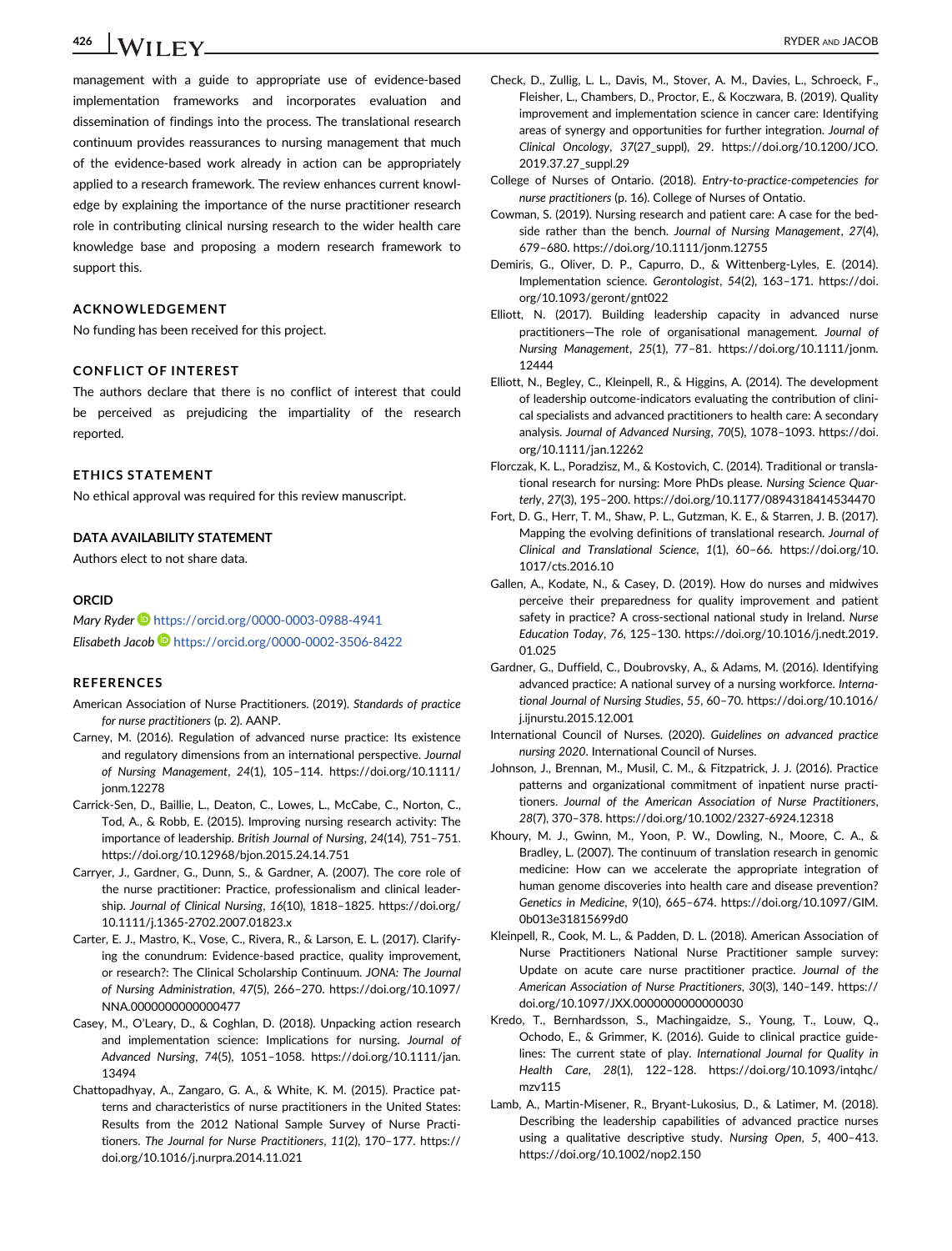management with a guide to appropriate use of evidence-based implementation frameworks and incorporates evaluation and dissemination of findings into the process. The translational research continuum provides reassurances to nursing management that much of the evidence-based work already in action can be appropriately applied to a research framework. The review enhances current knowledge by explaining the importance of the nurse practitioner research role in contributing clinical nursing research to the wider health care knowledge base and proposing a modern research framework to support this.

## ACKNOWLEDGEMENT

No funding has been received for this project.

## CONFLICT OF INTEREST

The authors declare that there is no conflict of interest that could be perceived as prejudicing the impartiality of the research reported.

## ETHICS STATEMENT

No ethical approval was required for this review manuscript.

## DATA AVAILABILITY STATEMENT

Authors elect to not share data.

## ORCID

*Mary Ryder* https://orcid.org/0000-0003-0988-4941
*Elisabeth Jacob* https://orcid.org/0000-0002-3506-8422

## REFERENCES

American Association of Nurse Practitioners. (2019). *Standards of practice for nurse practitioners* (p. 2). AANP.

Carney, M. (2016). Regulation of advanced nurse practice: Its existence and regulatory dimensions from an international perspective. *Journal of Nursing Management*, *24*(1), 105–114. https://doi.org/10.1111/jonm.12278

Carrick-Sen, D., Baillie, L., Deaton, C., Lowes, L., McCabe, C., Norton, C., Tod, A., & Robb, E. (2015). Improving nursing research activity: The importance of leadership. *British Journal of Nursing*, *24*(14), 751–751. https://doi.org/10.12968/bjon.2015.24.14.751

Carryer, J., Gardner, G., Dunn, S., & Gardner, A. (2007). The core role of the nurse practitioner: Practice, professionalism and clinical leadership. *Journal of Clinical Nursing*, *16*(10), 1818–1825. https://doi.org/10.1111/j.1365-2702.2007.01823.x

Carter, E. J., Mastro, K., Vose, C., Rivera, R., & Larson, E. L. (2017). Clarifying the conundrum: Evidence-based practice, quality improvement, or research?: The Clinical Scholarship Continuum. *JONA: The Journal of Nursing Administration*, *47*(5), 266–270. https://doi.org/10.1097/NNA.0000000000000477

Casey, M., O'Leary, D., & Coghlan, D. (2018). Unpacking action research and implementation science: Implications for nursing. *Journal of Advanced Nursing*, *74*(5), 1051–1058. https://doi.org/10.1111/jan.13494

Chattopadhyay, A., Zangaro, G. A., & White, K. M. (2015). Practice patterns and characteristics of nurse practitioners in the United States: Results from the 2012 National Sample Survey of Nurse Practitioners. *The Journal for Nurse Practitioners*, *11*(2), 170–177. https://doi.org/10.1016/j.nurpra.2014.11.021

Check, D., Zullig, L. L., Davis, M., Stover, A. M., Davies, L., Schroeck, F., Fleisher, L., Chambers, D., Proctor, E., & Koczwara, B. (2019). Quality improvement and implementation science in cancer care: Identifying areas of synergy and opportunities for further integration. *Journal of Clinical Oncology*, *37*(27_suppl), 29. https://doi.org/10.1200/JCO.2019.37.27_suppl.29

College of Nurses of Ontario. (2018). *Entry-to-practice-competencies for nurse practitioners* (p. 16). College of Nurses of Ontatio.

Cowman, S. (2019). Nursing research and patient care: A case for the bedside rather than the bench. *Journal of Nursing Management*, *27*(4), 679–680. https://doi.org/10.1111/jonm.12755

Demiris, G., Oliver, D. P., Capurro, D., & Wittenberg-Lyles, E. (2014). Implementation science. *Gerontologist*, *54*(2), 163–171. https://doi.org/10.1093/geront/gnt022

Elliott, N. (2017). Building leadership capacity in advanced nurse practitioners—The role of organisational management. *Journal of Nursing Management*, *25*(1), 77–81. https://doi.org/10.1111/jonm.12444

Elliott, N., Begley, C., Kleinpell, R., & Higgins, A. (2014). The development of leadership outcome-indicators evaluating the contribution of clinical specialists and advanced practitioners to health care: A secondary analysis. *Journal of Advanced Nursing*, *70*(5), 1078–1093. https://doi.org/10.1111/jan.12262

Florczak, K. L., Poradzisz, M., & Kostovich, C. (2014). Traditional or translational research for nursing: More PhDs please. *Nursing Science Quarterly*, *27*(3), 195–200. https://doi.org/10.1177/0894318414534470

Fort, D. G., Herr, T. M., Shaw, P. L., Gutzman, K. E., & Starren, J. B. (2017). Mapping the evolving definitions of translational research. *Journal of Clinical and Translational Science*, *1*(1), 60–66. https://doi.org/10.1017/cts.2016.10

Gallen, A., Kodate, N., & Casey, D. (2019). How do nurses and midwives perceive their preparedness for quality improvement and patient safety in practice? A cross-sectional national study in Ireland. *Nurse Education Today*, *76*, 125–130. https://doi.org/10.1016/j.nedt.2019.01.025

Gardner, G., Duffield, C., Doubrovsky, A., & Adams, M. (2016). Identifying advanced practice: A national survey of a nursing workforce. *International Journal of Nursing Studies*, *55*, 60–70. https://doi.org/10.1016/j.ijnurstu.2015.12.001

International Council of Nurses. (2020). *Guidelines on advanced practice nursing 2020*. International Council of Nurses.

Johnson, J., Brennan, M., Musil, C. M., & Fitzpatrick, J. J. (2016). Practice patterns and organizational commitment of inpatient nurse practitioners. *Journal of the American Association of Nurse Practitioners*, *28*(7), 370–378. https://doi.org/10.1002/2327-6924.12318

Khoury, M. J., Gwinn, M., Yoon, P. W., Dowling, N., Moore, C. A., & Bradley, L. (2007). The continuum of translation research in genomic medicine: How can we accelerate the appropriate integration of human genome discoveries into health care and disease prevention? *Genetics in Medicine*, *9*(10), 665–674. https://doi.org/10.1097/GIM.0b013e31815699d0

Kleinpell, R., Cook, M. L., & Padden, D. L. (2018). American Association of Nurse Practitioners National Nurse Practitioner sample survey: Update on acute care nurse practitioner practice. *Journal of the American Association of Nurse Practitioners*, *30*(3), 140–149. https://doi.org/10.1097/JXX.0000000000000030

Kredo, T., Bernhardsson, S., Machingaidze, S., Young, T., Louw, Q., Ochodo, E., & Grimmer, K. (2016). Guide to clinical practice guidelines: The current state of play. *International Journal for Quality in Health Care*, *28*(1), 122–128. https://doi.org/10.1093/intqhc/mzv115

Lamb, A., Martin-Misener, R., Bryant-Lukosius, D., & Latimer, M. (2018). Describing the leadership capabilities of advanced practice nurses using a qualitative descriptive study. *Nursing Open*, *5*, 400–413. https://doi.org/10.1002/nop2.150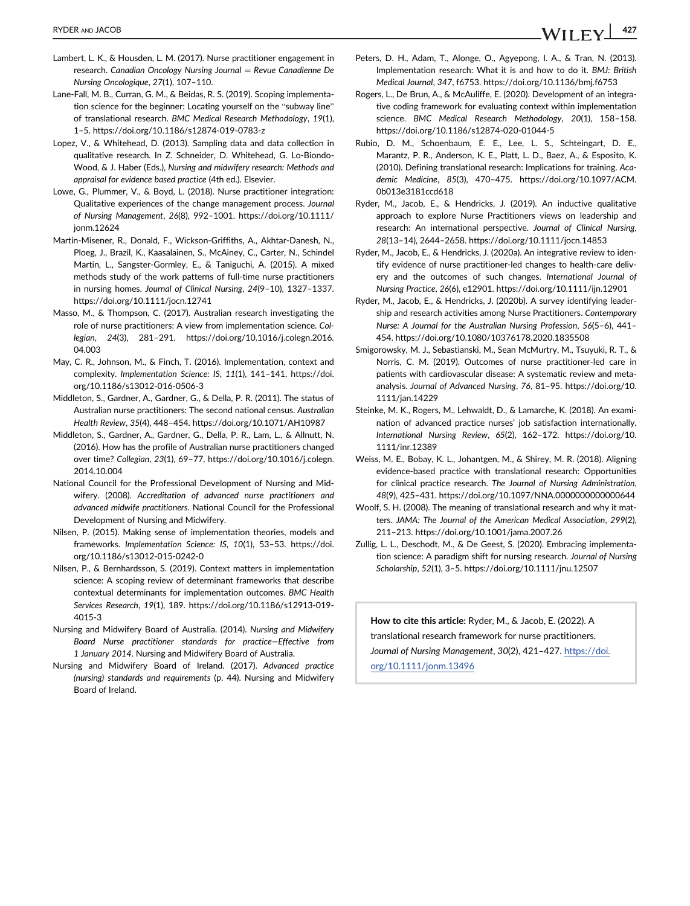Lambert, L. K., & Housden, L. M. (2017). Nurse practitioner engagement in research. *Canadian Oncology Nursing Journal = Revue Canadienne De Nursing Oncologique*, *27*(1), 107–110.

Lane-Fall, M. B., Curran, G. M., & Beidas, R. S. (2019). Scoping implementation science for the beginner: Locating yourself on the "subway line" of translational research. *BMC Medical Research Methodology*, *19*(1), 1–5. https://doi.org/10.1186/s12874-019-0783-z

Lopez, V., & Whitehead, D. (2013). Sampling data and data collection in qualitative research. In Z. Schneider, D. Whitehead, G. Lo-Biondo-Wood, & J. Haber (Eds.), *Nursing and midwifery research: Methods and appraisal for evidence based practice* (4th ed.). Elsevier.

Lowe, G., Plummer, V., & Boyd, L. (2018). Nurse practitioner integration: Qualitative experiences of the change management process. *Journal of Nursing Management*, *26*(8), 992–1001. https://doi.org/10.1111/jonm.12624

Martin-Misener, R., Donald, F., Wickson-Griffiths, A., Akhtar-Danesh, N., Ploeg, J., Brazil, K., Kaasalainen, S., McAiney, C., Carter, N., Schindel Martin, L., Sangster-Gormley, E., & Taniguchi, A. (2015). A mixed methods study of the work patterns of full-time nurse practitioners in nursing homes. *Journal of Clinical Nursing*, *24*(9–10), 1327–1337. https://doi.org/10.1111/jocn.12741

Masso, M., & Thompson, C. (2017). Australian research investigating the role of nurse practitioners: A view from implementation science. *Collegian*, *24*(3), 281–291. https://doi.org/10.1016/j.colegn.2016.04.003

May, C. R., Johnson, M., & Finch, T. (2016). Implementation, context and complexity. *Implementation Science: IS*, *11*(1), 141–141. https://doi.org/10.1186/s13012-016-0506-3

Middleton, S., Gardner, A., Gardner, G., & Della, P. R. (2011). The status of Australian nurse practitioners: The second national census. *Australian Health Review*, *35*(4), 448–454. https://doi.org/10.1071/AH10987

Middleton, S., Gardner, A., Gardner, G., Della, P. R., Lam, L., & Allnutt, N. (2016). How has the profile of Australian nurse practitioners changed over time? *Collegian*, *23*(1), 69–77. https://doi.org/10.1016/j.colegn.2014.10.004

National Council for the Professional Development of Nursing and Midwifery. (2008). *Accreditation of advanced nurse practitioners and advanced midwife practitioners*. National Council for the Professional Development of Nursing and Midwifery.

Nilsen, P. (2015). Making sense of implementation theories, models and frameworks. *Implementation Science: IS*, *10*(1), 53–53. https://doi.org/10.1186/s13012-015-0242-0

Nilsen, P., & Bernhardsson, S. (2019). Context matters in implementation science: A scoping review of determinant frameworks that describe contextual determinants for implementation outcomes. *BMC Health Services Research*, *19*(1), 189. https://doi.org/10.1186/s12913-019-4015-3

Nursing and Midwifery Board of Australia. (2014). *Nursing and Midwifery Board Nurse practitioner standards for practice—Effective from 1 January 2014*. Nursing and Midwifery Board of Australia.

Nursing and Midwifery Board of Ireland. (2017). *Advanced practice (nursing) standards and requirements* (p. 44). Nursing and Midwifery Board of Ireland.

Peters, D. H., Adam, T., Alonge, O., Agyepong, I. A., & Tran, N. (2013). Implementation research: What it is and how to do it. *BMJ: British Medical Journal*, *347*, f6753. https://doi.org/10.1136/bmj.f6753

Rogers, L., De Brun, A., & McAuliffe, E. (2020). Development of an integrative coding framework for evaluating context within implementation science. *BMC Medical Research Methodology*, *20*(1), 158–158. https://doi.org/10.1186/s12874-020-01044-5

Rubio, D. M., Schoenbaum, E. E., Lee, L. S., Schteingart, D. E., Marantz, P. R., Anderson, K. E., Platt, L. D., Baez, A., & Esposito, K. (2010). Defining translational research: Implications for training. *Academic Medicine*, *85*(3), 470–475. https://doi.org/10.1097/ACM.0b013e3181ccd618

Ryder, M., Jacob, E., & Hendricks, J. (2019). An inductive qualitative approach to explore Nurse Practitioners views on leadership and research: An international perspective. *Journal of Clinical Nursing*, *28*(13–14), 2644–2658. https://doi.org/10.1111/jocn.14853

Ryder, M., Jacob, E., & Hendricks, J. (2020a). An integrative review to identify evidence of nurse practitioner-led changes to health-care delivery and the outcomes of such changes. *International Journal of Nursing Practice*, *26*(6), e12901. https://doi.org/10.1111/ijn.12901

Ryder, M., Jacob, E., & Hendricks, J. (2020b). A survey identifying leadership and research activities among Nurse Practitioners. *Contemporary Nurse: A Journal for the Australian Nursing Profession*, *56*(5–6), 441–454. https://doi.org/10.1080/10376178.2020.1835508

Smigorowsky, M. J., Sebastianski, M., Sean McMurtry, M., Tsuyuki, R. T., & Norris, C. M. (2019). Outcomes of nurse practitioner-led care in patients with cardiovascular disease: A systematic review and meta-analysis. *Journal of Advanced Nursing*, *76*, 81–95. https://doi.org/10.1111/jan.14229

Steinke, M. K., Rogers, M., Lehwaldt, D., & Lamarche, K. (2018). An examination of advanced practice nurses' job satisfaction internationally. *International Nursing Review*, *65*(2), 162–172. https://doi.org/10.1111/inr.12389

Weiss, M. E., Bobay, K. L., Johantgen, M., & Shirey, M. R. (2018). Aligning evidence-based practice with translational research: Opportunities for clinical practice research. *The Journal of Nursing Administration*, *48*(9), 425–431. https://doi.org/10.1097/NNA.0000000000000644

Woolf, S. H. (2008). The meaning of translational research and why it matters. *JAMA: The Journal of the American Medical Association*, *299*(2), 211–213. https://doi.org/10.1001/jama.2007.26

Zullig, L. L., Deschodt, M., & De Geest, S. (2020). Embracing implementation science: A paradigm shift for nursing research. *Journal of Nursing Scholarship*, *52*(1), 3–5. https://doi.org/10.1111/jnu.12507

**How to cite this article:** Ryder, M., & Jacob, E. (2022). A translational research framework for nurse practitioners. *Journal of Nursing Management*, *30*(2), 421–427. https://doi.org/10.1111/jonm.13496